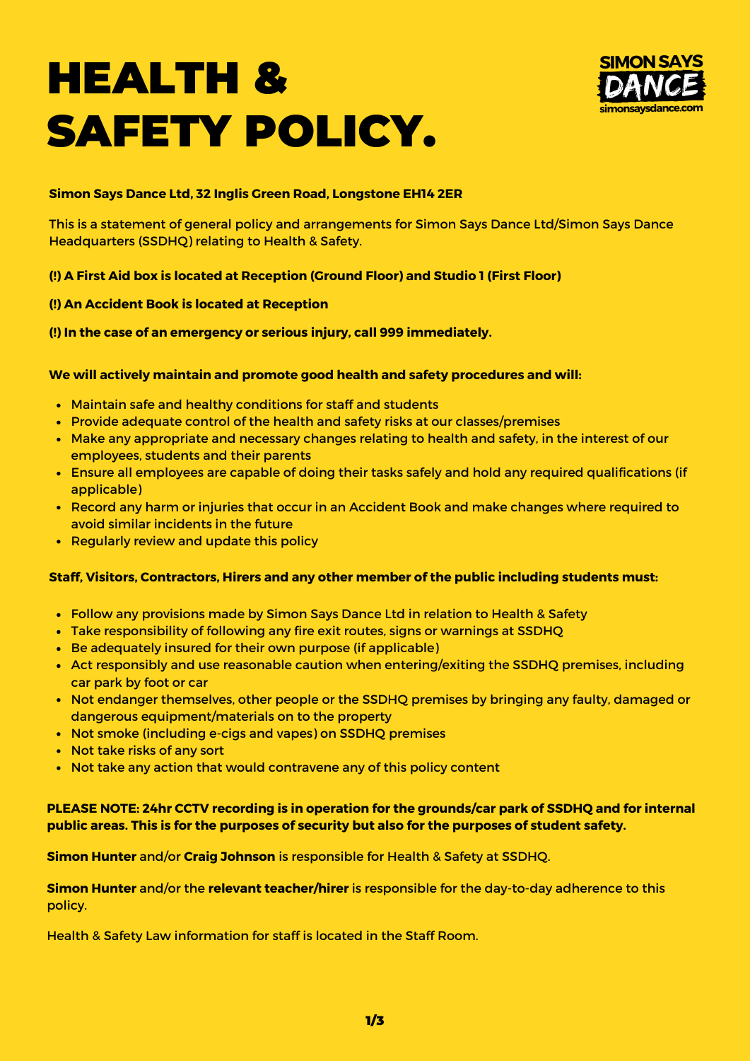# HEALTH & SAFETY POLICY.

SIMON SAYS DANCE
simonsaysdance.com

**Simon Says Dance Ltd, 32 Inglis Green Road, Longstone EH14 2ER**

This is a statement of general policy and arrangements for Simon Says Dance Ltd/Simon Says Dance Headquarters (SSDHQ) relating to Health & Safety.

**(!) A First Aid box is located at Reception (Ground Floor) and Studio 1 (First Floor)**

**(!) An Accident Book is located at Reception**

**(!) In the case of an emergency or serious injury, call 999 immediately.**

**We will actively maintain and promote good health and safety procedures and will:**

- Maintain safe and healthy conditions for staff and students
- Provide adequate control of the health and safety risks at our classes/premises
- Make any appropriate and necessary changes relating to health and safety, in the interest of our employees, students and their parents
- Ensure all employees are capable of doing their tasks safely and hold any required qualifications (if applicable)
- Record any harm or injuries that occur in an Accident Book and make changes where required to avoid similar incidents in the future
- Regularly review and update this policy

**Staff, Visitors, Contractors, Hirers and any other member of the public including students must:**

- Follow any provisions made by Simon Says Dance Ltd in relation to Health & Safety
- Take responsibility of following any fire exit routes, signs or warnings at SSDHQ
- Be adequately insured for their own purpose (if applicable)
- Act responsibly and use reasonable caution when entering/exiting the SSDHQ premises, including car park by foot or car
- Not endanger themselves, other people or the SSDHQ premises by bringing any faulty, damaged or dangerous equipment/materials on to the property
- Not smoke (including e-cigs and vapes) on SSDHQ premises
- Not take risks of any sort
- Not take any action that would contravene any of this policy content

**PLEASE NOTE: 24hr CCTV recording is in operation for the grounds/car park of SSDHQ and for internal public areas. This is for the purposes of security but also for the purposes of student safety.**

**Simon Hunter** and/or **Craig Johnson** is responsible for Health & Safety at SSDHQ.

**Simon Hunter** and/or the **relevant teacher/hirer** is responsible for the day-to-day adherence to this policy.

Health & Safety Law information for staff is located in the Staff Room.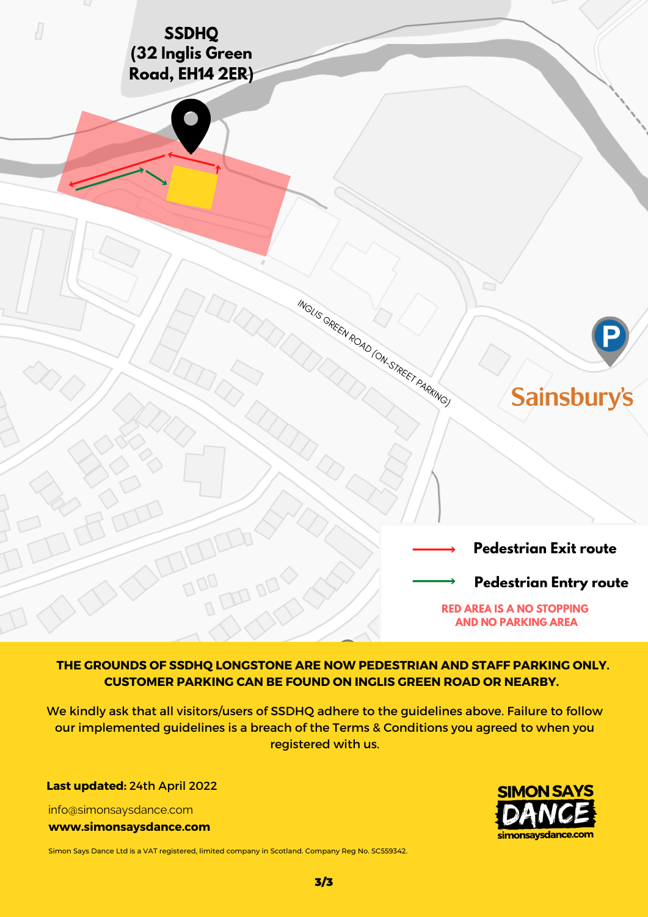**SSDHQ (32 Inglis Green Road, EH14 2ER)**

INGLIS GREEN ROAD (ON-STREET PARKING)

Sainsbury's

Pedestrian Exit route

Pedestrian Entry route

RED AREA IS A NO STOPPING AND NO PARKING AREA

**THE GROUNDS OF SSDHQ LONGSTONE ARE NOW PEDESTRIAN AND STAFF PARKING ONLY. CUSTOMER PARKING CAN BE FOUND ON INGLIS GREEN ROAD OR NEARBY.**

We kindly ask that all visitors/users of SSDHQ adhere to the guidelines above. Failure to follow our implemented guidelines is a breach of the Terms & Conditions you agreed to when you registered with us.

**Last updated:** 24th April 2022

info@simonsaysdance.com

**www.simonsaysdance.com**

SIMON SAYS DANCE
simonsaysdance.com

Simon Says Dance Ltd is a VAT registered, limited company in Scotland. Company Reg No. SC559342.